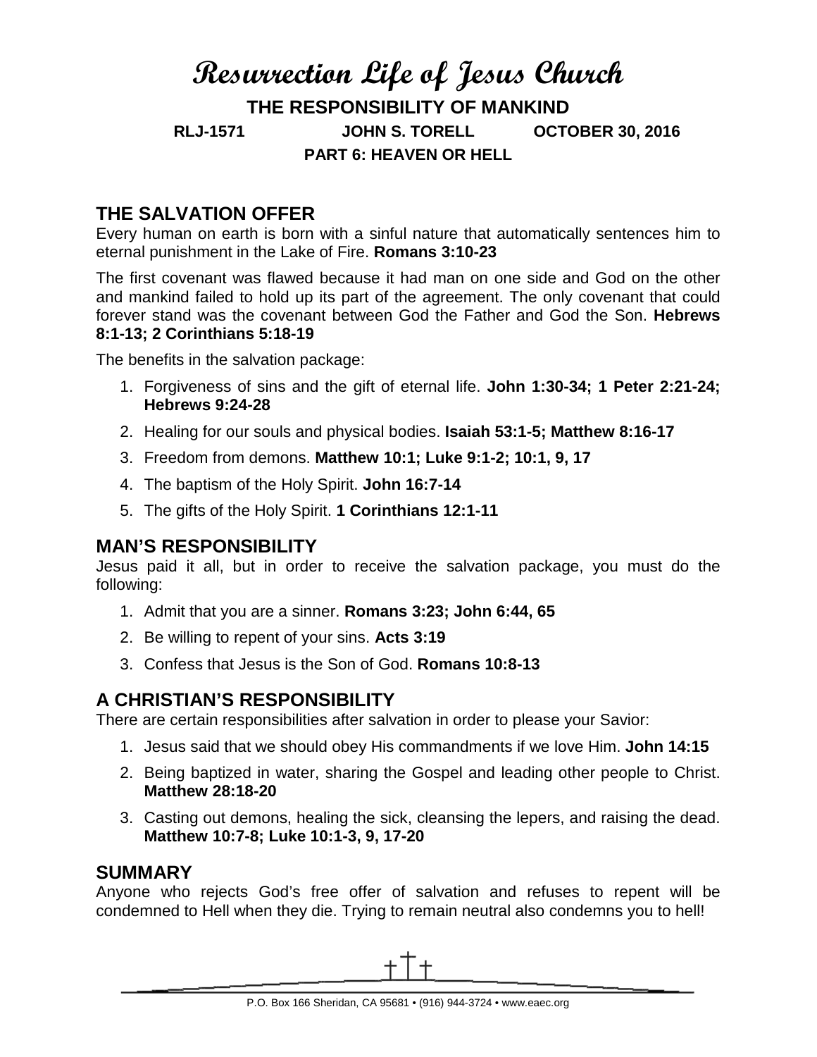# Resurrection Life of Jesus Church

## THE RESPONSIBILITY OF MANKIND

**RLJ-1571 JOHN S. TORELL OCTOBER 30, 2016**

**PART 6: HEAVEN OR HELL**

## THE SALVATION OFFER

Every human on earth is born with a sinful nature that automatically sentences him to eternal punishment in the Lake of Fire. **Romans 3:10-23**

The first covenant was flawed because it had man on one side and God on the other and mankind failed to hold up its part of the agreement. The only covenant that could forever stand was the covenant between God the Father and God the Son. **Hebrews 8:1-13; 2 Corinthians 5:18-19**

The benefits in the salvation package:

1. Forgiveness of sins and the gift of eternal life. **John 1:30-34; 1 Peter 2:21-24; Hebrews 9:24-28**
2. Healing for our souls and physical bodies. **Isaiah 53:1-5; Matthew 8:16-17**
3. Freedom from demons. **Matthew 10:1; Luke 9:1-2; 10:1, 9, 17**
4. The baptism of the Holy Spirit. **John 16:7-14**
5. The gifts of the Holy Spirit. **1 Corinthians 12:1-11**

## MAN'S RESPONSIBILITY

Jesus paid it all, but in order to receive the salvation package, you must do the following:

1. Admit that you are a sinner. **Romans 3:23; John 6:44, 65**
2. Be willing to repent of your sins. **Acts 3:19**
3. Confess that Jesus is the Son of God. **Romans 10:8-13**

## A CHRISTIAN'S RESPONSIBILITY

There are certain responsibilities after salvation in order to please your Savior:

1. Jesus said that we should obey His commandments if we love Him. **John 14:15**
2. Being baptized in water, sharing the Gospel and leading other people to Christ. **Matthew 28:18-20**
3. Casting out demons, healing the sick, cleansing the lepers, and raising the dead. **Matthew 10:7-8; Luke 10:1-3, 9, 17-20**

## SUMMARY

Anyone who rejects God's free offer of salvation and refuses to repent will be condemned to Hell when they die. Trying to remain neutral also condemns you to hell!

P.O. Box 166 Sheridan, CA 95681 • (916) 944-3724 • www.eaec.org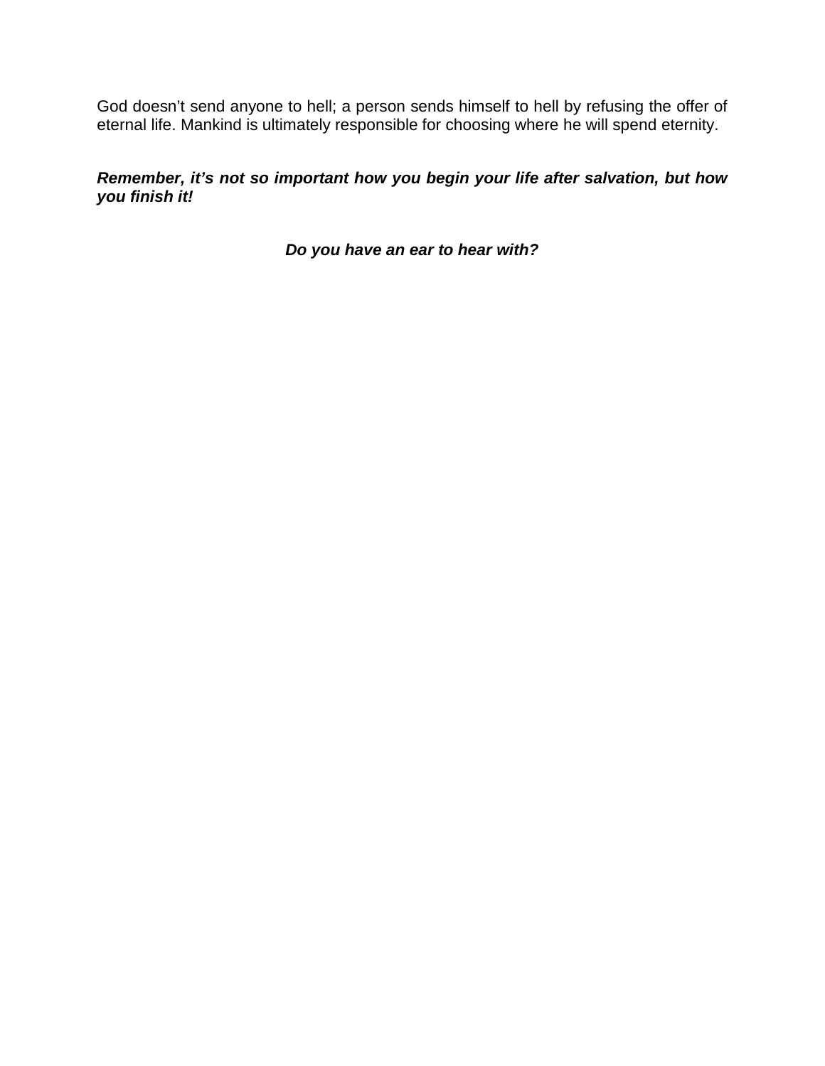God doesn’t send anyone to hell; a person sends himself to hell by refusing the offer of eternal life. Mankind is ultimately responsible for choosing where he will spend eternity.

***Remember, it’s not so important how you begin your life after salvation, but how you finish it!***

***Do you have an ear to hear with?***